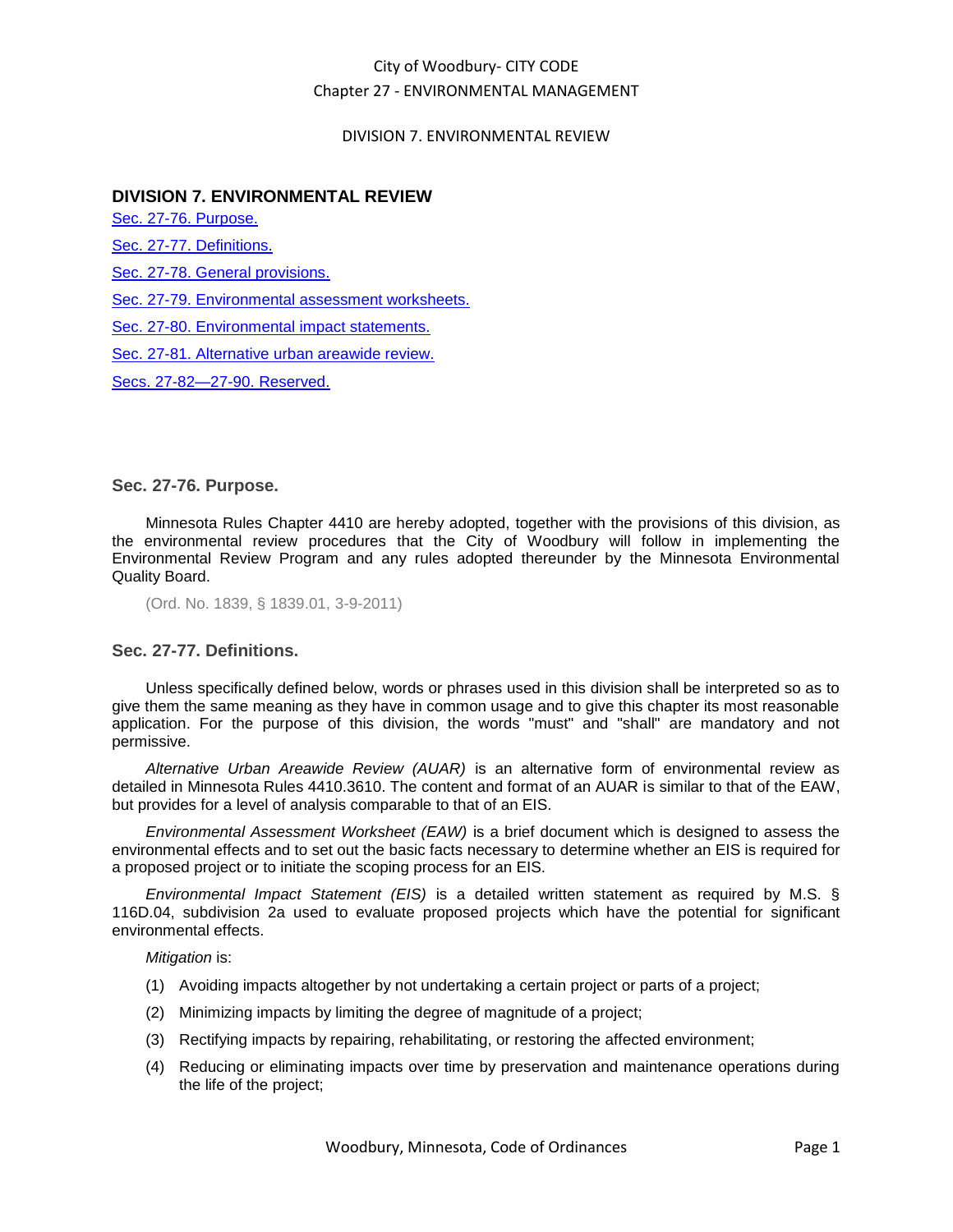# DIVISION 7. ENVIRONMENTAL REVIEW

Sec. 27-76. Purpose.

Sec. 27-77. Definitions.

Sec. 27-78. General provisions.

Sec. 27-79. Environmental assessment worksheets.

Sec. 27-80. Environmental impact statements.

Sec. 27-81. Alternative urban areawide review.

Secs. 27-82—27-90. Reserved.

## Sec. 27-76. Purpose.

Minnesota Rules Chapter 4410 are hereby adopted, together with the provisions of this division, as the environmental review procedures that the City of Woodbury will follow in implementing the Environmental Review Program and any rules adopted thereunder by the Minnesota Environmental Quality Board.

(Ord. No. 1839, § 1839.01, 3-9-2011)

## Sec. 27-77. Definitions.

Unless specifically defined below, words or phrases used in this division shall be interpreted so as to give them the same meaning as they have in common usage and to give this chapter its most reasonable application. For the purpose of this division, the words "must" and "shall" are mandatory and not permissive.

*Alternative Urban Areawide Review (AUAR)* is an alternative form of environmental review as detailed in Minnesota Rules 4410.3610. The content and format of an AUAR is similar to that of the EAW, but provides for a level of analysis comparable to that of an EIS.

*Environmental Assessment Worksheet (EAW)* is a brief document which is designed to assess the environmental effects and to set out the basic facts necessary to determine whether an EIS is required for a proposed project or to initiate the scoping process for an EIS.

*Environmental Impact Statement (EIS)* is a detailed written statement as required by M.S. § 116D.04, subdivision 2a used to evaluate proposed projects which have the potential for significant environmental effects.

*Mitigation* is:

(1) Avoiding impacts altogether by not undertaking a certain project or parts of a project;

(2) Minimizing impacts by limiting the degree of magnitude of a project;

(3) Rectifying impacts by repairing, rehabilitating, or restoring the affected environment;

(4) Reducing or eliminating impacts over time by preservation and maintenance operations during the life of the project;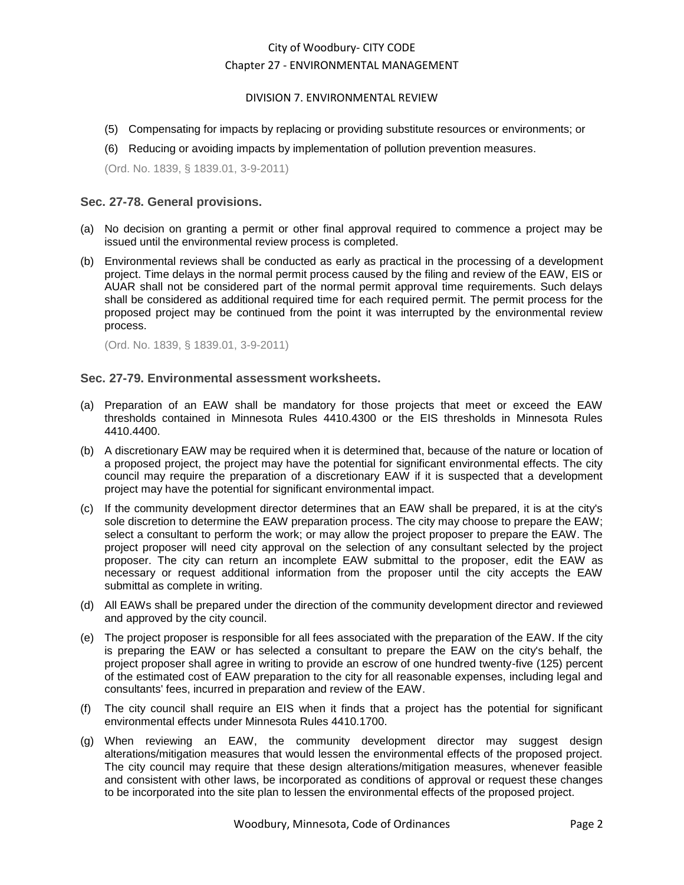(5) Compensating for impacts by replacing or providing substitute resources or environments; or

(6) Reducing or avoiding impacts by implementation of pollution prevention measures.

(Ord. No. 1839, § 1839.01, 3-9-2011)

### Sec. 27-78. General provisions.

(a) No decision on granting a permit or other final approval required to commence a project may be issued until the environmental review process is completed.

(b) Environmental reviews shall be conducted as early as practical in the processing of a development project. Time delays in the normal permit process caused by the filing and review of the EAW, EIS or AUAR shall not be considered part of the normal permit approval time requirements. Such delays shall be considered as additional required time for each required permit. The permit process for the proposed project may be continued from the point it was interrupted by the environmental review process.

(Ord. No. 1839, § 1839.01, 3-9-2011)

### Sec. 27-79. Environmental assessment worksheets.

(a) Preparation of an EAW shall be mandatory for those projects that meet or exceed the EAW thresholds contained in Minnesota Rules 4410.4300 or the EIS thresholds in Minnesota Rules 4410.4400.

(b) A discretionary EAW may be required when it is determined that, because of the nature or location of a proposed project, the project may have the potential for significant environmental effects. The city council may require the preparation of a discretionary EAW if it is suspected that a development project may have the potential for significant environmental impact.

(c) If the community development director determines that an EAW shall be prepared, it is at the city's sole discretion to determine the EAW preparation process. The city may choose to prepare the EAW; select a consultant to perform the work; or may allow the project proposer to prepare the EAW. The project proposer will need city approval on the selection of any consultant selected by the project proposer. The city can return an incomplete EAW submittal to the proposer, edit the EAW as necessary or request additional information from the proposer until the city accepts the EAW submittal as complete in writing.

(d) All EAWs shall be prepared under the direction of the community development director and reviewed and approved by the city council.

(e) The project proposer is responsible for all fees associated with the preparation of the EAW. If the city is preparing the EAW or has selected a consultant to prepare the EAW on the city's behalf, the project proposer shall agree in writing to provide an escrow of one hundred twenty-five (125) percent of the estimated cost of EAW preparation to the city for all reasonable expenses, including legal and consultants' fees, incurred in preparation and review of the EAW.

(f) The city council shall require an EIS when it finds that a project has the potential for significant environmental effects under Minnesota Rules 4410.1700.

(g) When reviewing an EAW, the community development director may suggest design alterations/mitigation measures that would lessen the environmental effects of the proposed project. The city council may require that these design alterations/mitigation measures, whenever feasible and consistent with other laws, be incorporated as conditions of approval or request these changes to be incorporated into the site plan to lessen the environmental effects of the proposed project.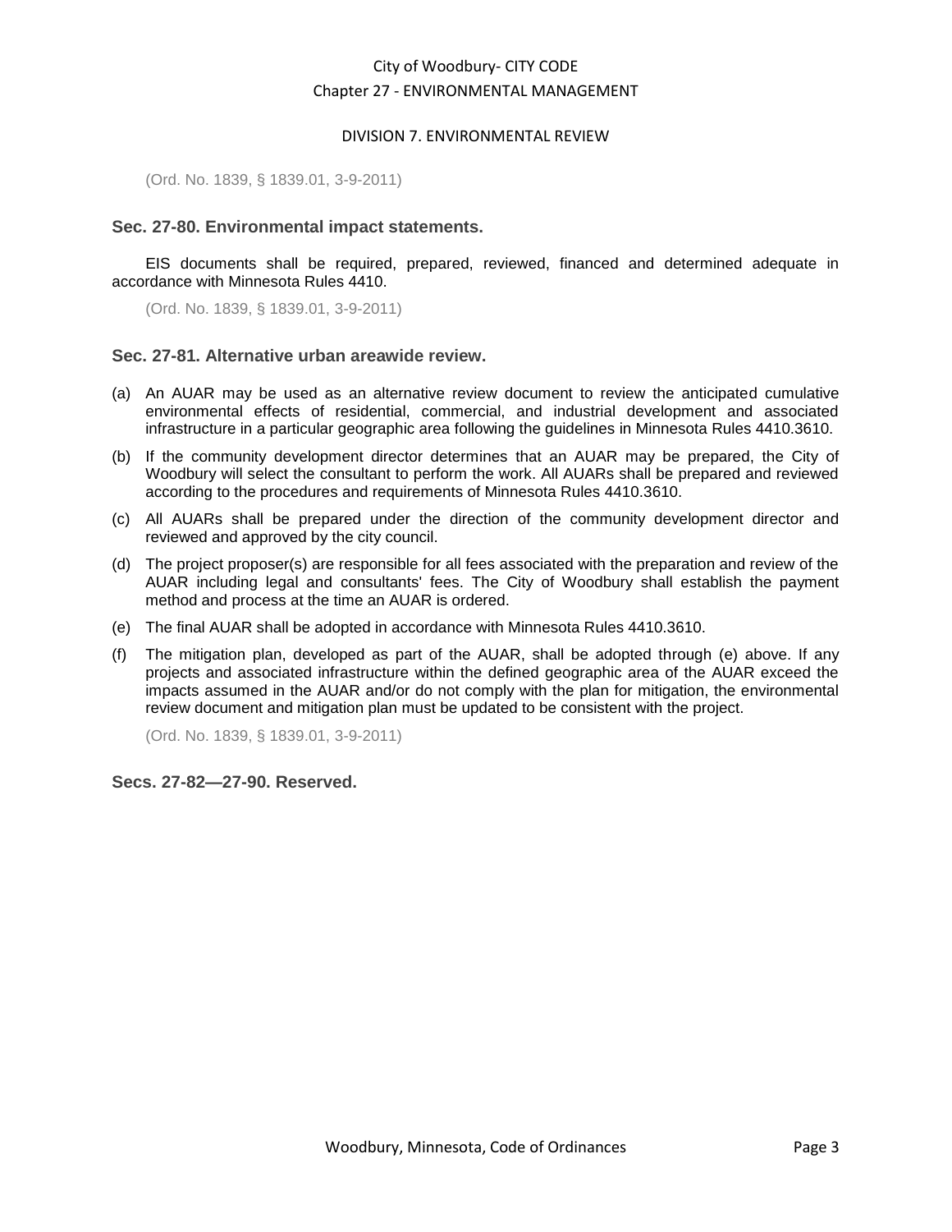(Ord. No. 1839, § 1839.01, 3-9-2011)

### Sec. 27-80. Environmental impact statements.

EIS documents shall be required, prepared, reviewed, financed and determined adequate in accordance with Minnesota Rules 4410.

(Ord. No. 1839, § 1839.01, 3-9-2011)

### Sec. 27-81. Alternative urban areawide review.

(a) An AUAR may be used as an alternative review document to review the anticipated cumulative environmental effects of residential, commercial, and industrial development and associated infrastructure in a particular geographic area following the guidelines in Minnesota Rules 4410.3610.

(b) If the community development director determines that an AUAR may be prepared, the City of Woodbury will select the consultant to perform the work. All AUARs shall be prepared and reviewed according to the procedures and requirements of Minnesota Rules 4410.3610.

(c) All AUARs shall be prepared under the direction of the community development director and reviewed and approved by the city council.

(d) The project proposer(s) are responsible for all fees associated with the preparation and review of the AUAR including legal and consultants' fees. The City of Woodbury shall establish the payment method and process at the time an AUAR is ordered.

(e) The final AUAR shall be adopted in accordance with Minnesota Rules 4410.3610.

(f) The mitigation plan, developed as part of the AUAR, shall be adopted through (e) above. If any projects and associated infrastructure within the defined geographic area of the AUAR exceed the impacts assumed in the AUAR and/or do not comply with the plan for mitigation, the environmental review document and mitigation plan must be updated to be consistent with the project.

(Ord. No. 1839, § 1839.01, 3-9-2011)

### Secs. 27-82—27-90. Reserved.